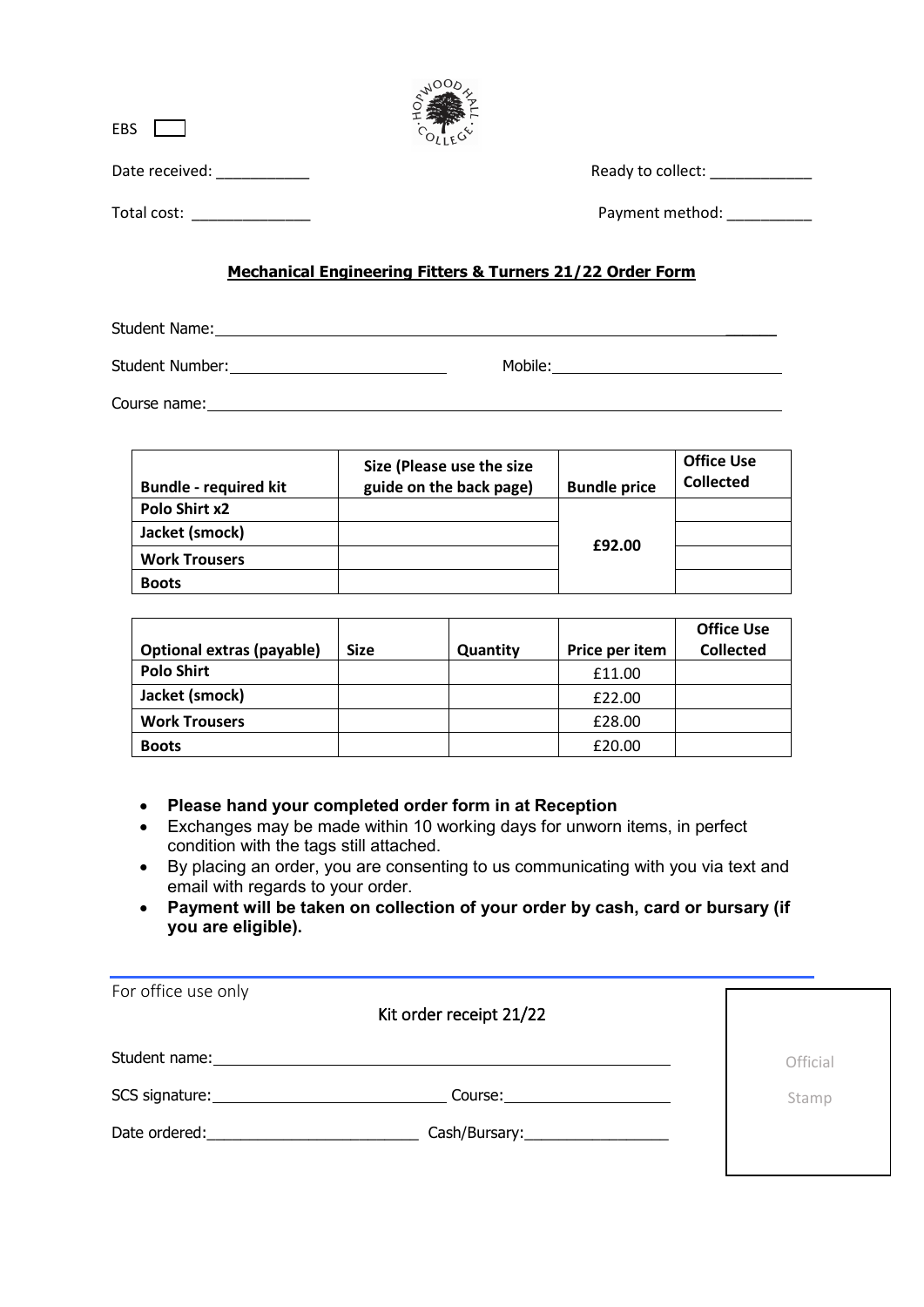EBS ☐

Date received: ___________ Ready to collect: ____________

Total cost: ______________ Payment method: __________

## Mechanical Engineering Fitters & Turners 21/22 Order Form

Student Name: ______________________________

Student Number: ______________ Mobile: ______________

Course name: ______________________________

| Bundle - required kit | Size (Please use the size guide on the back page) | Bundle price | Office Use Collected |
|---|---|---|---|
| **Polo Shirt x2** | | **£92.00** | |
| **Jacket (smock)** | | | |
| **Work Trousers** | | | |
| **Boots** | | | |

| Optional extras (payable) | Size | Quantity | Price per item | Office Use Collected |
|---|---|---|---|---|
| **Polo Shirt** | | | £11.00 | |
| **Jacket (smock)** | | | £22.00 | |
| **Work Trousers** | | | £28.00 | |
| **Boots** | | | £20.00 | |

- **Please hand your completed order form in at Reception**
- Exchanges may be made within 10 working days for unworn items, in perfect condition with the tags still attached.
- By placing an order, you are consenting to us communicating with you via text and email with regards to your order.
- **Payment will be taken on collection of your order by cash, card or bursary (if you are eligible).**

---

For office use only

Kit order receipt 21/22

Student name: ______________________________

SCS signature: ______________ Course: ______________

Date ordered: ______________ Cash/Bursary: ______________

Official Stamp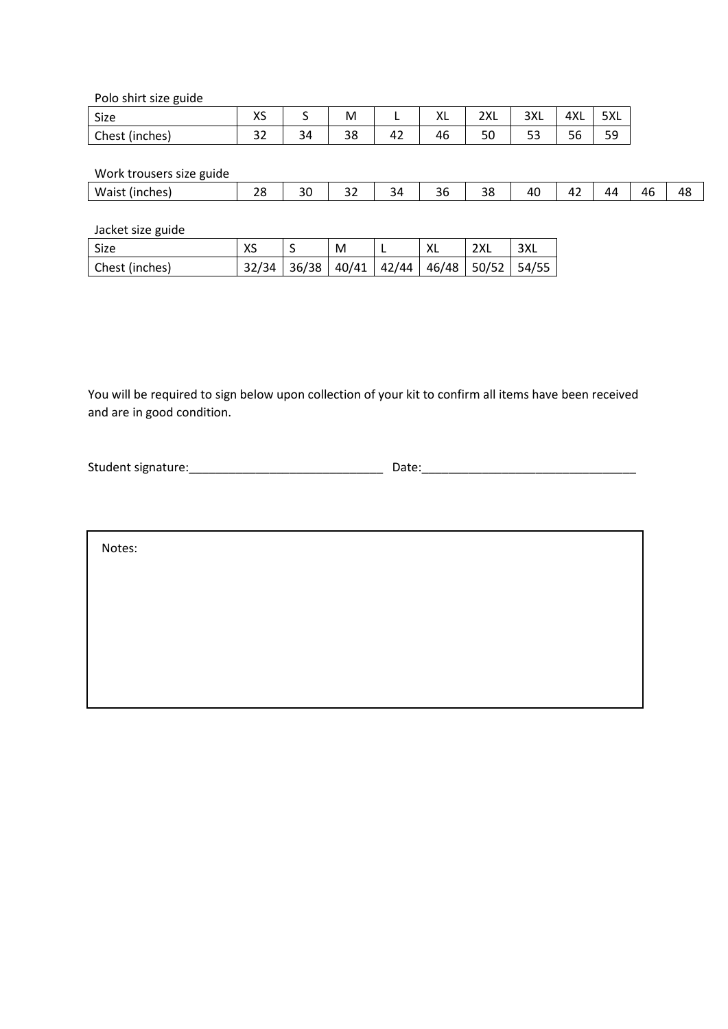Polo shirt size guide

| Size | XS | S | M | L | XL | 2XL | 3XL | 4XL | 5XL |
|---|---|---|---|---|---|---|---|---|---|
| Chest (inches) | 32 | 34 | 38 | 42 | 46 | 50 | 53 | 56 | 59 |

Work trousers size guide

| | | | | | | | | | | | |
|---|---|---|---|---|---|---|---|---|---|---|---|
| Waist (inches) | 28 | 30 | 32 | 34 | 36 | 38 | 40 | 42 | 44 | 46 | 48 |

Jacket size guide

| Size | XS | S | M | L | XL | 2XL | 3XL |
|---|---|---|---|---|---|---|---|
| Chest (inches) | 32/34 | 36/38 | 40/41 | 42/44 | 46/48 | 50/52 | 54/55 |

You will be required to sign below upon collection of your kit to confirm all items have been received and are in good condition.

Student signature:\_\_\_\_\_\_\_\_\_\_\_\_\_\_\_\_\_\_\_\_\_\_\_\_\_\_\_\_\_\_ Date:\_\_\_\_\_\_\_\_\_\_\_\_\_\_\_\_\_\_\_\_\_\_\_\_\_\_\_\_\_\_\_\_\_

Notes: